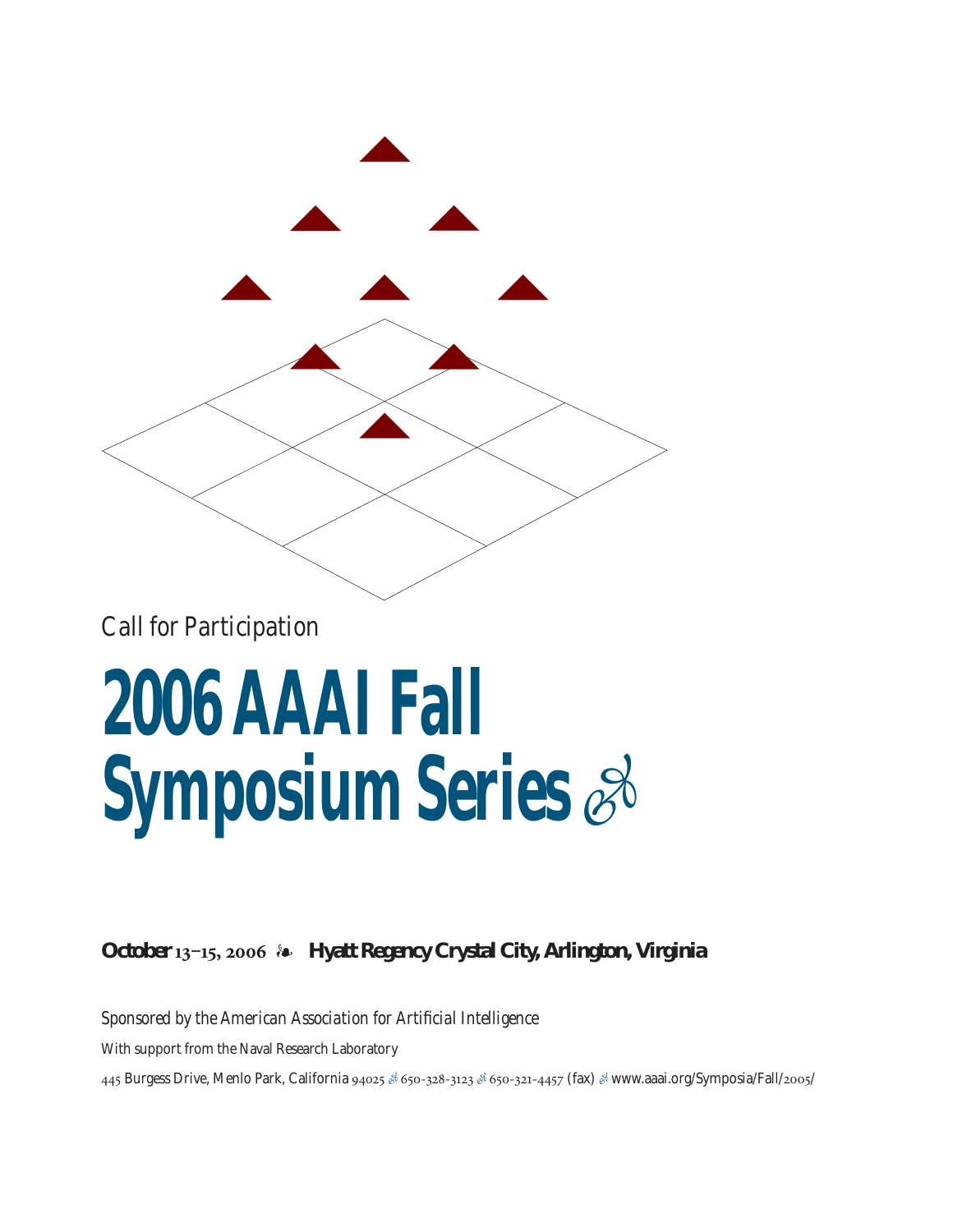Call for Participation

# 2006 AAAI Fall Symposium Series

**October 13–15, 2006 ❧ Hyatt Regency Crystal City, Arlington, Virginia**

*Sponsored by the American Association for Artificial Intelligence*

With support from the Naval Research Laboratory

445 Burgess Drive, Menlo Park, California 94025 ꟷ 650-328-3123 ꟷ 650-321-4457 (fax) ꟷ www.aaai.org/Symposia/Fall/2005/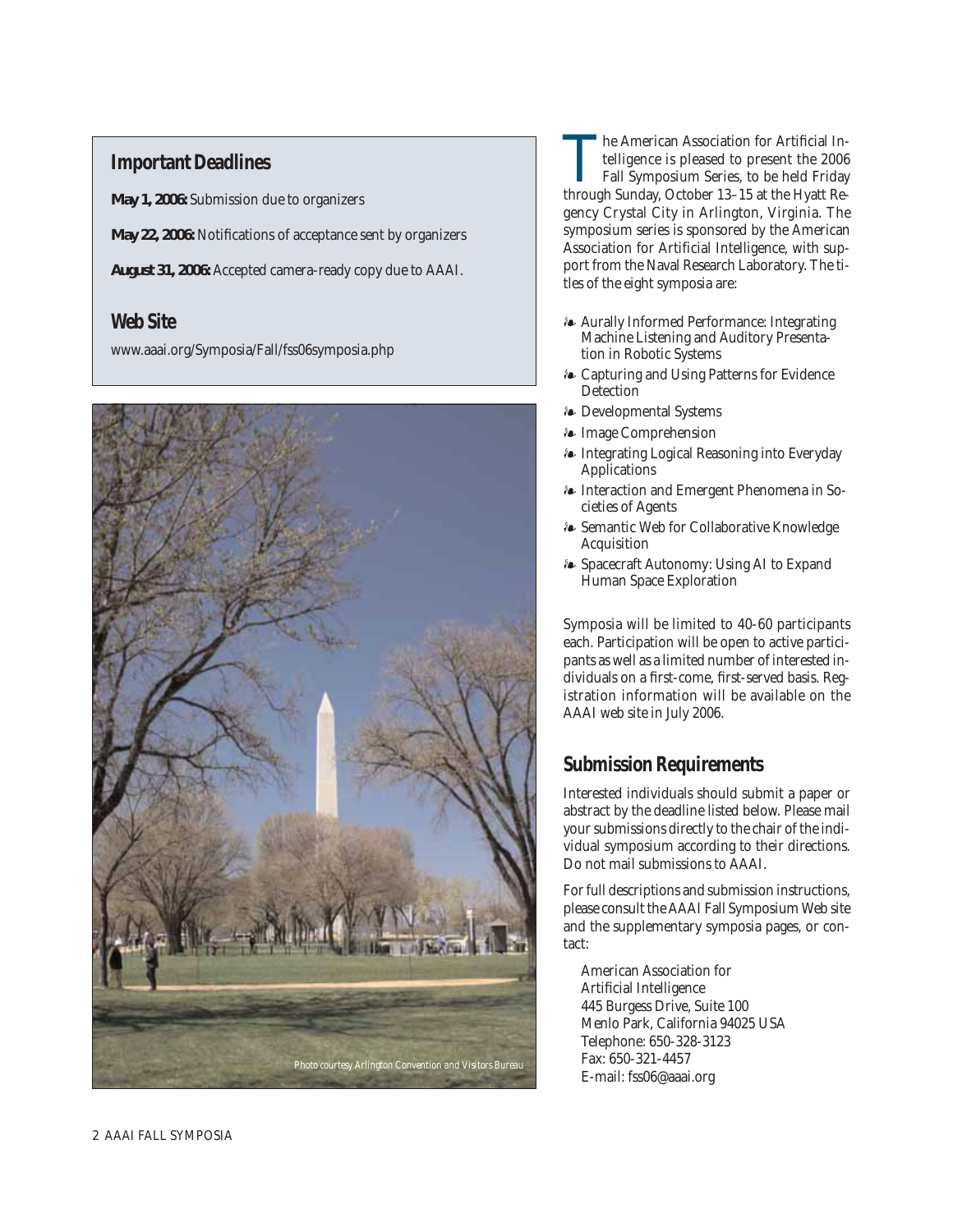## Important Deadlines

**May 1, 2006:** Submission due to organizers

**May 22, 2006:** Notifications of acceptance sent by organizers

**August 31, 2006:** Accepted camera-ready copy due to AAAI.

## Web Site

www.aaai.org/Symposia/Fall/fss06symposia.php

Photo courtesy Arlington Convention and Visitors Bureau

The American Association for Artificial Intelligence is pleased to present the 2006 Fall Symposium Series, to be held Friday through Sunday, October 13–15 at the Hyatt Regency Crystal City in Arlington, Virginia. The symposium series is sponsored by the American Association for Artificial Intelligence, with support from the Naval Research Laboratory. The titles of the eight symposia are:

- Aurally Informed Performance: Integrating Machine Listening and Auditory Presentation in Robotic Systems
- Capturing and Using Patterns for Evidence Detection
- Developmental Systems
- Image Comprehension
- Integrating Logical Reasoning into Everyday Applications
- Interaction and Emergent Phenomena in Societies of Agents
- Semantic Web for Collaborative Knowledge Acquisition
- Spacecraft Autonomy: Using AI to Expand Human Space Exploration

Symposia will be limited to 40-60 participants each. Participation will be open to active participants as well as a limited number of interested individuals on a first-come, first-served basis. Registration information will be available on the AAAI web site in July 2006.

## Submission Requirements

Interested individuals should submit a paper or abstract by the deadline listed below. Please mail your submissions directly to the chair of the individual symposium according to their directions. Do not mail submissions to AAAI.

For full descriptions and submission instructions, please consult the AAAI Fall Symposium Web site and the supplementary symposia pages, or contact:

American Association for
Artificial Intelligence
445 Burgess Drive, Suite 100
Menlo Park, California 94025 USA
Telephone: 650-328-3123
Fax: 650-321-4457
E-mail: fss06@aaai.org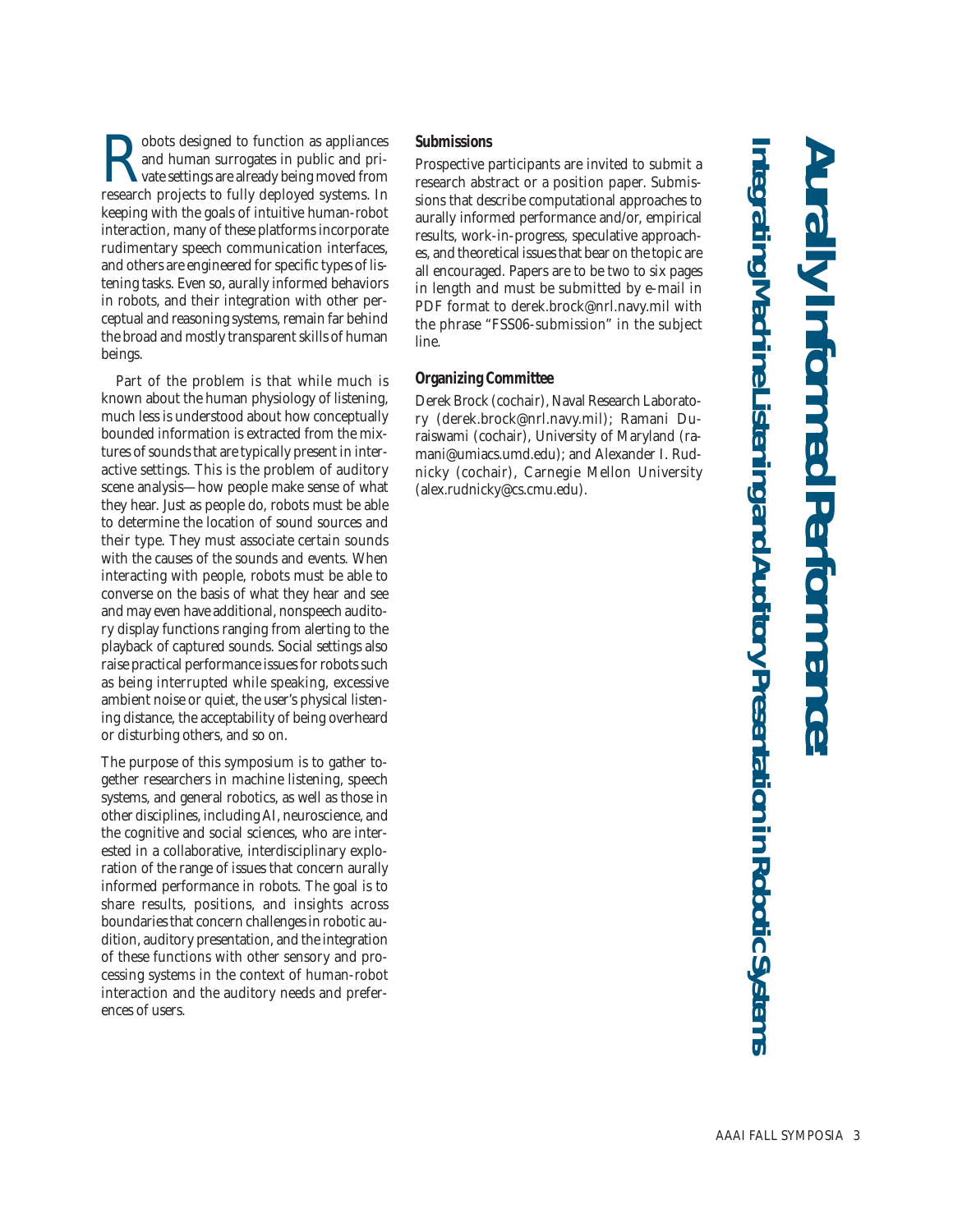# Aurally Informed Performance:

## Integrating Machine Listening and Auditory Presentation in Robotic Systems

Robots designed to function as appliances and human surrogates in public and private settings are already being moved from research projects to fully deployed systems. In keeping with the goals of intuitive human-robot interaction, many of these platforms incorporate rudimentary speech communication interfaces, and others are engineered for specific types of listening tasks. Even so, aurally informed behaviors in robots, and their integration with other perceptual and reasoning systems, remain far behind the broad and mostly transparent skills of human beings.

Part of the problem is that while much is known about the human physiology of listening, much less is understood about how conceptually bounded information is extracted from the mixtures of sounds that are typically present in interactive settings. This is the problem of auditory scene analysis—how people make sense of what they hear. Just as people do, robots must be able to determine the location of sound sources and their type. They must associate certain sounds with the causes of the sounds and events. When interacting with people, robots must be able to converse on the basis of what they hear and see and may even have additional, nonspeech auditory display functions ranging from alerting to the playback of captured sounds. Social settings also raise practical performance issues for robots such as being interrupted while speaking, excessive ambient noise or quiet, the user's physical listening distance, the acceptability of being overheard or disturbing others, and so on.

The purpose of this symposium is to gather together researchers in machine listening, speech systems, and general robotics, as well as those in other disciplines, including AI, neuroscience, and the cognitive and social sciences, who are interested in a collaborative, interdisciplinary exploration of the range of issues that concern aurally informed performance in robots. The goal is to share results, positions, and insights across boundaries that concern challenges in robotic audition, auditory presentation, and the integration of these functions with other sensory and processing systems in the context of human-robot interaction and the auditory needs and preferences of users.

### Submissions

Prospective participants are invited to submit a research abstract or a position paper. Submissions that describe computational approaches to aurally informed performance and/or, empirical results, work-in-progress, speculative approaches, and theoretical issues that bear on the topic are all encouraged. Papers are to be two to six pages in length and must be submitted by e-mail in PDF format to derek.brock@nrl.navy.mil with the phrase "FSS06-submission" in the subject line.

### Organizing Committee

Derek Brock (cochair), Naval Research Laboratory (derek.brock@nrl.navy.mil); Ramani Duraiswami (cochair), University of Maryland (ramani@umiacs.umd.edu); and Alexander I. Rudnicky (cochair), Carnegie Mellon University (alex.rudnicky@cs.cmu.edu).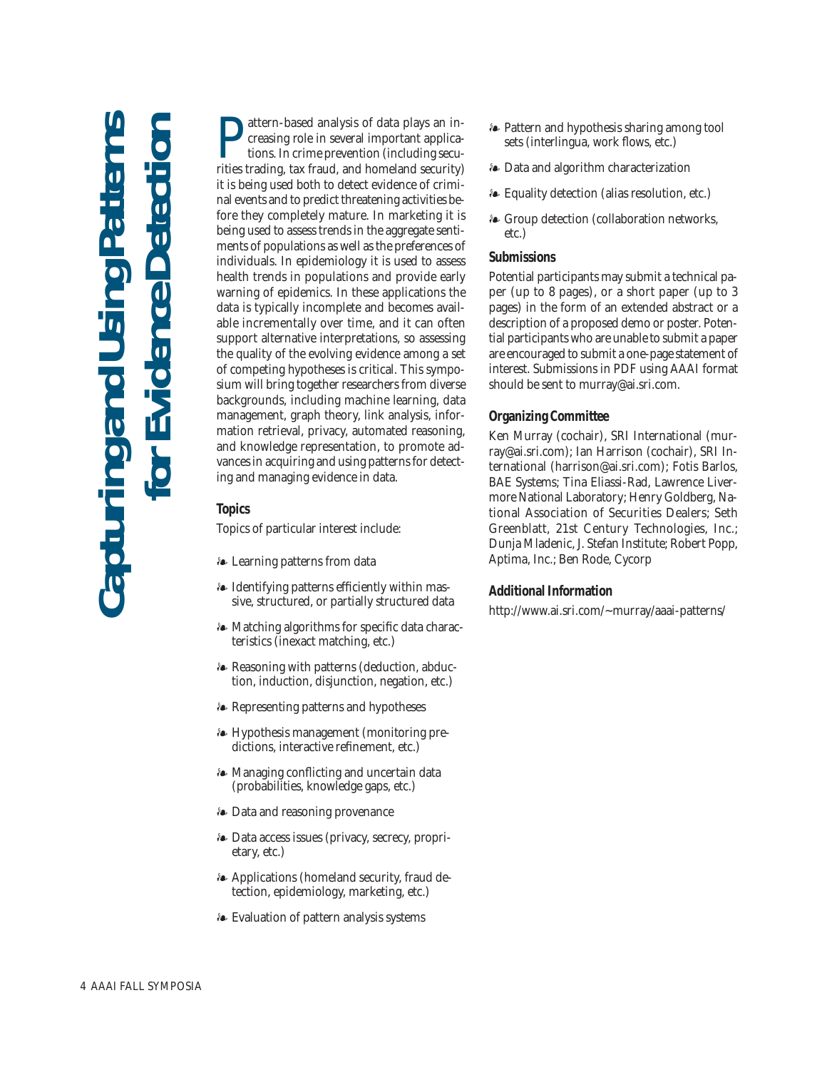# Capturing and Using Patterns for Evidence Detection

Pattern-based analysis of data plays an increasing role in several important applications. In crime prevention (including securities trading, tax fraud, and homeland security) it is being used both to detect evidence of criminal events and to predict threatening activities before they completely mature. In marketing it is being used to assess trends in the aggregate sentiments of populations as well as the preferences of individuals. In epidemiology it is used to assess health trends in populations and provide early warning of epidemics. In these applications the data is typically incomplete and becomes available incrementally over time, and it can often support alternative interpretations, so assessing the quality of the evolving evidence among a set of competing hypotheses is critical. This symposium will bring together researchers from diverse backgrounds, including machine learning, data management, graph theory, link analysis, information retrieval, privacy, automated reasoning, and knowledge representation, to promote advances in acquiring and using patterns for detecting and managing evidence in data.

## Topics

Topics of particular interest include:

- Learning patterns from data
- Identifying patterns efficiently within massive, structured, or partially structured data
- Matching algorithms for specific data characteristics (inexact matching, etc.)
- Reasoning with patterns (deduction, abduction, induction, disjunction, negation, etc.)
- Representing patterns and hypotheses
- Hypothesis management (monitoring predictions, interactive refinement, etc.)
- Managing conflicting and uncertain data (probabilities, knowledge gaps, etc.)
- Data and reasoning provenance
- Data access issues (privacy, secrecy, proprietary, etc.)
- Applications (homeland security, fraud detection, epidemiology, marketing, etc.)
- Evaluation of pattern analysis systems
- Pattern and hypothesis sharing among tool sets (interlingua, work flows, etc.)
- Data and algorithm characterization
- Equality detection (alias resolution, etc.)
- Group detection (collaboration networks, etc.)

## Submissions

Potential participants may submit a technical paper (up to 8 pages), or a short paper (up to 3 pages) in the form of an extended abstract or a description of a proposed demo or poster. Potential participants who are unable to submit a paper are encouraged to submit a one-page statement of interest. Submissions in PDF using AAAI format should be sent to murray@ai.sri.com.

## Organizing Committee

Ken Murray (cochair), SRI International (murray@ai.sri.com); Ian Harrison (cochair), SRI International (harrison@ai.sri.com); Fotis Barlos, BAE Systems; Tina Eliassi-Rad, Lawrence Livermore National Laboratory; Henry Goldberg, National Association of Securities Dealers; Seth Greenblatt, 21st Century Technologies, Inc.; Dunja Mladenic, J. Stefan Institute; Robert Popp, Aptima, Inc.; Ben Rode, Cycorp

## Additional Information

http://www.ai.sri.com/~murray/aaai-patterns/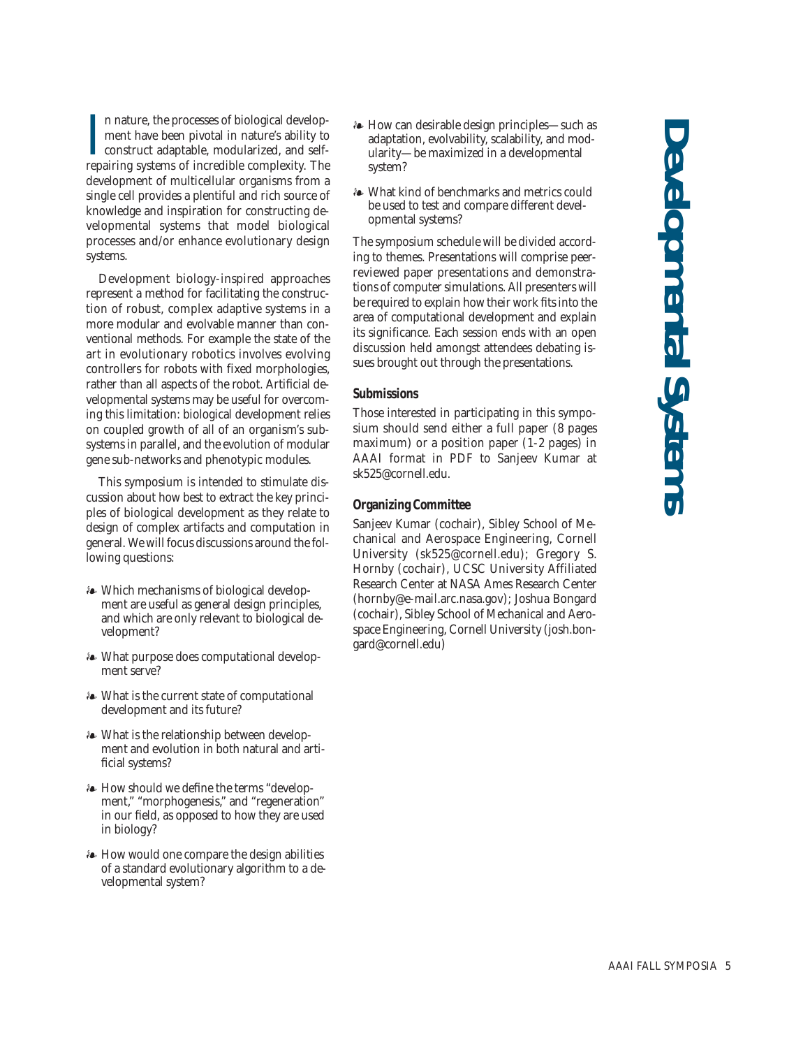# Developmental Systems

In nature, the processes of biological development have been pivotal in nature's ability to construct adaptable, modularized, and self-repairing systems of incredible complexity. The development of multicellular organisms from a single cell provides a plentiful and rich source of knowledge and inspiration for constructing developmental systems that model biological processes and/or enhance evolutionary design systems.

Development biology-inspired approaches represent a method for facilitating the construction of robust, complex adaptive systems in a more modular and evolvable manner than conventional methods. For example the state of the art in evolutionary robotics involves evolving controllers for robots with fixed morphologies, rather than all aspects of the robot. Artificial developmental systems may be useful for overcoming this limitation: biological development relies on coupled growth of all of an organism's subsystems in parallel, and the evolution of modular gene sub-networks and phenotypic modules.

This symposium is intended to stimulate discussion about how best to extract the key principles of biological development as they relate to design of complex artifacts and computation in general. We will focus discussions around the following questions:

- Which mechanisms of biological development are useful as general design principles, and which are only relevant to biological development?
- What purpose does computational development serve?
- What is the current state of computational development and its future?
- What is the relationship between development and evolution in both natural and artificial systems?
- How should we define the terms "development," "morphogenesis," and "regeneration" in our field, as opposed to how they are used in biology?
- How would one compare the design abilities of a standard evolutionary algorithm to a developmental system?
- How can desirable design principles—such as adaptation, evolvability, scalability, and modularity—be maximized in a developmental system?
- What kind of benchmarks and metrics could be used to test and compare different developmental systems?

The symposium schedule will be divided according to themes. Presentations will comprise peer-reviewed paper presentations and demonstrations of computer simulations. All presenters will be required to explain how their work fits into the area of computational development and explain its significance. Each session ends with an open discussion held amongst attendees debating issues brought out through the presentations.

### Submissions

Those interested in participating in this symposium should send either a full paper (8 pages maximum) or a position paper (1-2 pages) in AAAI format in PDF to Sanjeev Kumar at sk525@cornell.edu.

### Organizing Committee

Sanjeev Kumar (cochair), Sibley School of Mechanical and Aerospace Engineering, Cornell University (sk525@cornell.edu); Gregory S. Hornby (cochair), UCSC University Affiliated Research Center at NASA Ames Research Center (hornby@e-mail.arc.nasa.gov); Joshua Bongard (cochair), Sibley School of Mechanical and Aerospace Engineering, Cornell University (josh.bongard@cornell.edu)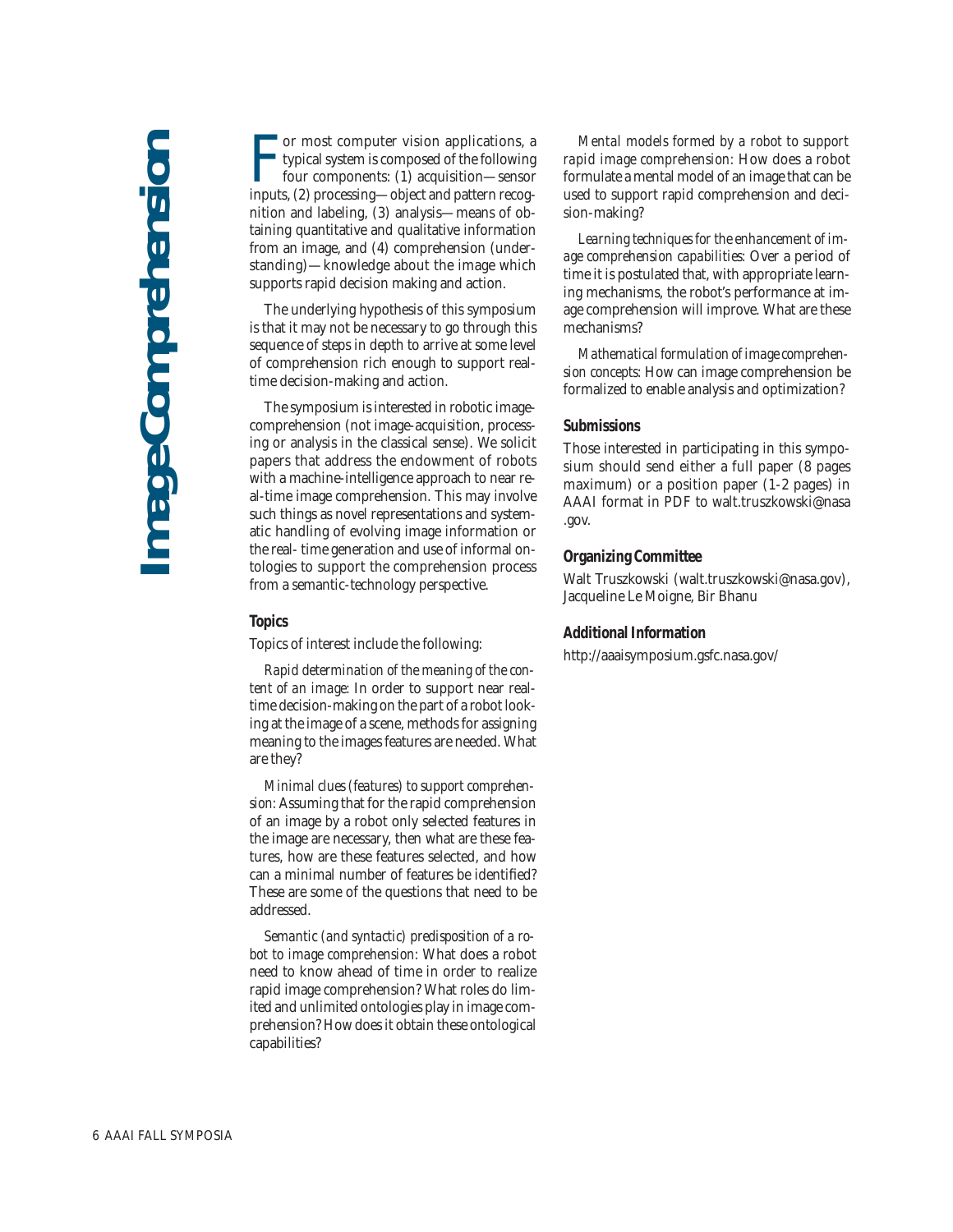# Image Comprehension

For most computer vision applications, a typical system is composed of the following four components: (1) acquisition—sensor inputs, (2) processing—object and pattern recognition and labeling, (3) analysis—means of obtaining quantitative and qualitative information from an image, and (4) comprehension (understanding)—knowledge about the image which supports rapid decision making and action.

The underlying hypothesis of this symposium is that it may not be necessary to go through this sequence of steps in depth to arrive at some level of comprehension rich enough to support real-time decision-making and action.

The symposium is interested in robotic image-comprehension (not image-acquisition, processing or analysis in the classical sense). We solicit papers that address the endowment of robots with a machine-intelligence approach to near real-time image comprehension. This may involve such things as novel representations and systematic handling of evolving image information or the real- time generation and use of informal ontologies to support the comprehension process from a semantic-technology perspective.

## Topics

Topics of interest include the following:

*Rapid determination of the meaning of the content of an image:* In order to support near real-time decision-making on the part of a robot looking at the image of a scene, methods for assigning meaning to the images features are needed. What are they?

*Minimal clues (features) to support comprehension:* Assuming that for the rapid comprehension of an image by a robot only selected features in the image are necessary, then what are these features, how are these features selected, and how can a minimal number of features be identified? These are some of the questions that need to be addressed.

*Semantic (and syntactic) predisposition of a robot to image comprehension:* What does a robot need to know ahead of time in order to realize rapid image comprehension? What roles do limited and unlimited ontologies play in image comprehension? How does it obtain these ontological capabilities?

*Mental models formed by a robot to support rapid image comprehension:* How does a robot formulate a mental model of an image that can be used to support rapid comprehension and decision-making?

*Learning techniques for the enhancement of image comprehension capabilities:* Over a period of time it is postulated that, with appropriate learning mechanisms, the robot's performance at image comprehension will improve. What are these mechanisms?

*Mathematical formulation of image comprehension concepts:* How can image comprehension be formalized to enable analysis and optimization?

## Submissions

Those interested in participating in this symposium should send either a full paper (8 pages maximum) or a position paper (1-2 pages) in AAAI format in PDF to walt.truszkowski@nasa.gov.

## Organizing Committee

Walt Truszkowski (walt.truszkowski@nasa.gov), Jacqueline Le Moigne, Bir Bhanu

## Additional Information

http://aaaisymposium.gsfc.nasa.gov/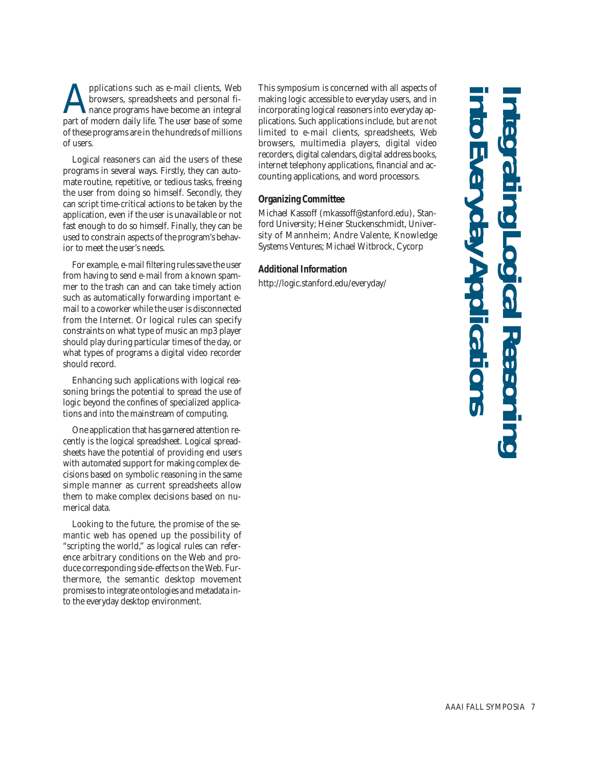# Integrating Logical Reasoning into Everyday Applications

Applications such as e-mail clients, Web browsers, spreadsheets and personal finance programs have become an integral part of modern daily life. The user base of some of these programs are in the hundreds of millions of users.

Logical reasoners can aid the users of these programs in several ways. Firstly, they can automate routine, repetitive, or tedious tasks, freeing the user from doing so himself. Secondly, they can script time-critical actions to be taken by the application, even if the user is unavailable or not fast enough to do so himself. Finally, they can be used to constrain aspects of the program's behavior to meet the user's needs.

For example, e-mail filtering rules save the user from having to send e-mail from a known spammer to the trash can and can take timely action such as automatically forwarding important e-mail to a coworker while the user is disconnected from the Internet. Or logical rules can specify constraints on what type of music an mp3 player should play during particular times of the day, or what types of programs a digital video recorder should record.

Enhancing such applications with logical reasoning brings the potential to spread the use of logic beyond the confines of specialized applications and into the mainstream of computing.

One application that has garnered attention recently is the logical spreadsheet. Logical spreadsheets have the potential of providing end users with automated support for making complex decisions based on symbolic reasoning in the same simple manner as current spreadsheets allow them to make complex decisions based on numerical data.

Looking to the future, the promise of the semantic web has opened up the possibility of "scripting the world," as logical rules can reference arbitrary conditions on the Web and produce corresponding side-effects on the Web. Furthermore, the semantic desktop movement promises to integrate ontologies and metadata into the everyday desktop environment.

This symposium is concerned with all aspects of making logic accessible to everyday users, and in incorporating logical reasoners into everyday applications. Such applications include, but are not limited to e-mail clients, spreadsheets, Web browsers, multimedia players, digital video recorders, digital calendars, digital address books, internet telephony applications, financial and accounting applications, and word processors.

**Organizing Committee**

Michael Kassoff (mkassoff@stanford.edu), Stanford University; Heiner Stuckenschmidt, University of Mannheim; Andre Valente, Knowledge Systems Ventures; Michael Witbrock, Cycorp

**Additional Information**

http://logic.stanford.edu/everyday/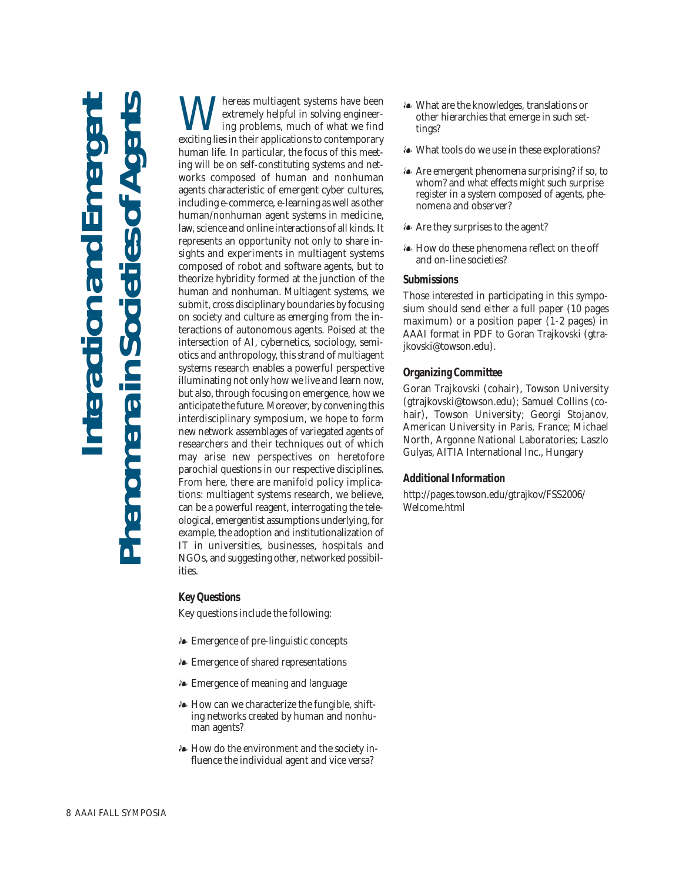# Interaction and Emergent Phenomena in Societies of Agents

Whereas multiagent systems have been extremely helpful in solving engineering problems, much of what we find exciting lies in their applications to contemporary human life. In particular, the focus of this meeting will be on self-constituting systems and networks composed of human and nonhuman agents characteristic of emergent cyber cultures, including e-commerce, e-learning as well as other human/nonhuman agent systems in medicine, law, science and online interactions of all kinds. It represents an opportunity not only to share insights and experiments in multiagent systems composed of robot and software agents, but to theorize hybridity formed at the junction of the human and nonhuman. Multiagent systems, we submit, cross disciplinary boundaries by focusing on society and culture as emerging from the interactions of autonomous agents. Poised at the intersection of AI, cybernetics, sociology, semiotics and anthropology, this strand of multiagent systems research enables a powerful perspective illuminating not only how we live and learn now, but also, through focusing on emergence, how we anticipate the future. Moreover, by convening this interdisciplinary symposium, we hope to form new network assemblages of variegated agents of researchers and their techniques out of which may arise new perspectives on heretofore parochial questions in our respective disciplines. From here, there are manifold policy implications: multiagent systems research, we believe, can be a powerful reagent, interrogating the teleological, emergentist assumptions underlying, for example, the adoption and institutionalization of IT in universities, businesses, hospitals and NGOs, and suggesting other, networked possibilities.

## Key Questions

Key questions include the following:

- Emergence of pre-linguistic concepts
- Emergence of shared representations
- Emergence of meaning and language
- How can we characterize the fungible, shifting networks created by human and nonhuman agents?
- How do the environment and the society influence the individual agent and vice versa?
- What are the knowledges, translations or other hierarchies that emerge in such settings?
- What tools do we use in these explorations?
- Are emergent phenomena surprising? if so, to whom? and what effects might such surprise register in a system composed of agents, phenomena and observer?
- Are they surprises to the agent?
- How do these phenomena reflect on the off and on-line societies?

## Submissions

Those interested in participating in this symposium should send either a full paper (10 pages maximum) or a position paper (1-2 pages) in AAAI format in PDF to Goran Trajkovski (gtrajkovski@towson.edu).

## Organizing Committee

Goran Trajkovski (cohair), Towson University (gtrajkovski@towson.edu); Samuel Collins (cohair), Towson University; Georgi Stojanov, American University in Paris, France; Michael North, Argonne National Laboratories; Laszlo Gulyas, AITIA International Inc., Hungary

## Additional Information

http://pages.towson.edu/gtrajkov/FSS2006/Welcome.html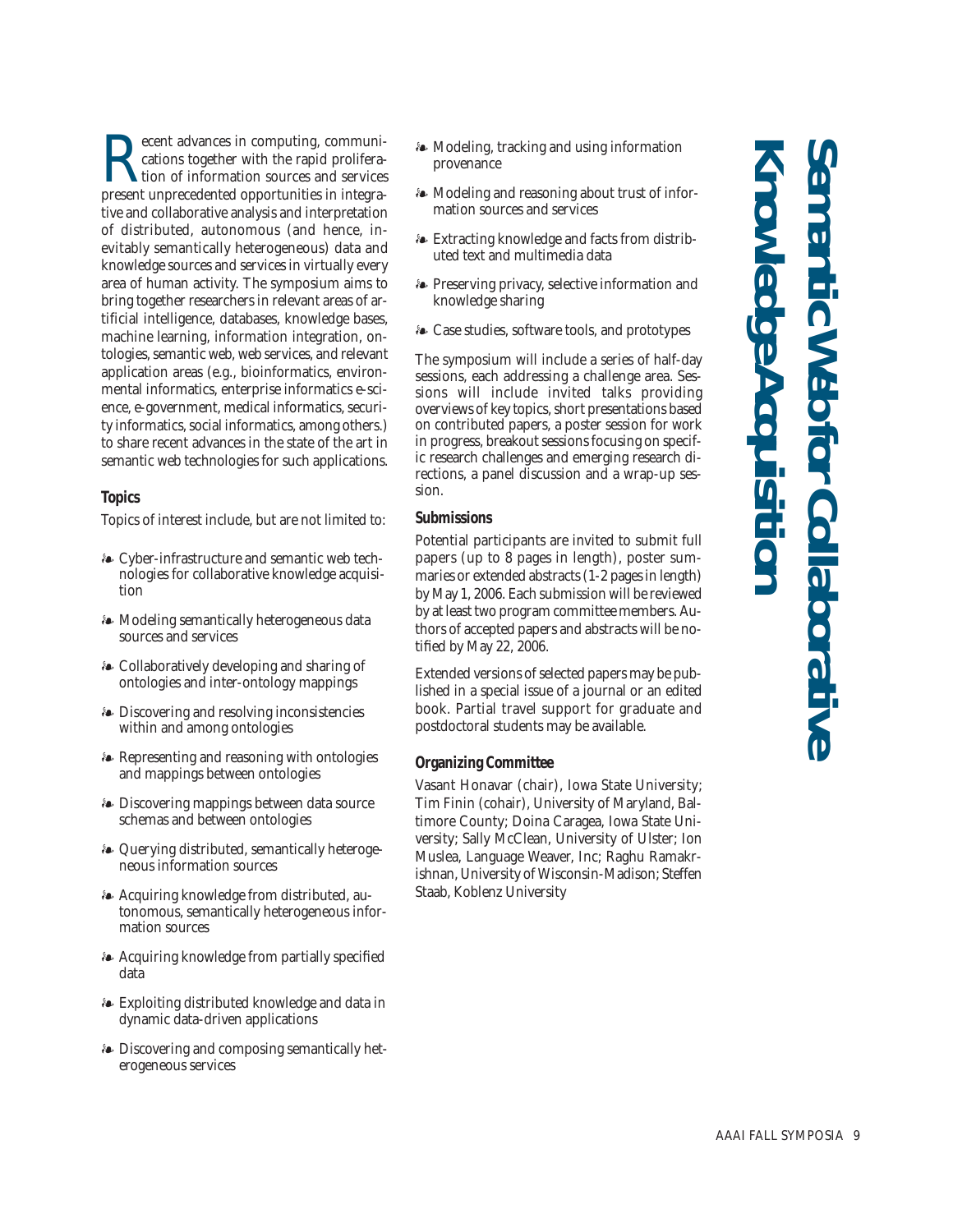# Semantic Web for Collaborative Knowledge Acquisition

Recent advances in computing, communications together with the rapid proliferation of information sources and services present unprecedented opportunities in integrative and collaborative analysis and interpretation of distributed, autonomous (and hence, inevitably semantically heterogeneous) data and knowledge sources and services in virtually every area of human activity. The symposium aims to bring together researchers in relevant areas of artificial intelligence, databases, knowledge bases, machine learning, information integration, ontologies, semantic web, web services, and relevant application areas (e.g., bioinformatics, environmental informatics, enterprise informatics e-science, e-government, medical informatics, security informatics, social informatics, among others.) to share recent advances in the state of the art in semantic web technologies for such applications.

## Topics

Topics of interest include, but are not limited to:

- Cyber-infrastructure and semantic web technologies for collaborative knowledge acquisition
- Modeling semantically heterogeneous data sources and services
- Collaboratively developing and sharing of ontologies and inter-ontology mappings
- Discovering and resolving inconsistencies within and among ontologies
- Representing and reasoning with ontologies and mappings between ontologies
- Discovering mappings between data source schemas and between ontologies
- Querying distributed, semantically heterogeneous information sources
- Acquiring knowledge from distributed, autonomous, semantically heterogeneous information sources
- Acquiring knowledge from partially specified data
- Exploiting distributed knowledge and data in dynamic data-driven applications
- Discovering and composing semantically heterogeneous services
- Modeling, tracking and using information provenance
- Modeling and reasoning about trust of information sources and services
- Extracting knowledge and facts from distributed text and multimedia data
- Preserving privacy, selective information and knowledge sharing
- Case studies, software tools, and prototypes

The symposium will include a series of half-day sessions, each addressing a challenge area. Sessions will include invited talks providing overviews of key topics, short presentations based on contributed papers, a poster session for work in progress, breakout sessions focusing on specific research challenges and emerging research directions, a panel discussion and a wrap-up session.

## Submissions

Potential participants are invited to submit full papers (up to 8 pages in length), poster summaries or extended abstracts (1-2 pages in length) by May 1, 2006. Each submission will be reviewed by at least two program committee members. Authors of accepted papers and abstracts will be notified by May 22, 2006.

Extended versions of selected papers may be published in a special issue of a journal or an edited book. Partial travel support for graduate and postdoctoral students may be available.

## Organizing Committee

Vasant Honavar (chair), Iowa State University; Tim Finin (cohair), University of Maryland, Baltimore County; Doina Caragea, Iowa State University; Sally McClean, University of Ulster; Ion Muslea, Language Weaver, Inc; Raghu Ramakrishnan, University of Wisconsin-Madison; Steffen Staab, Koblenz University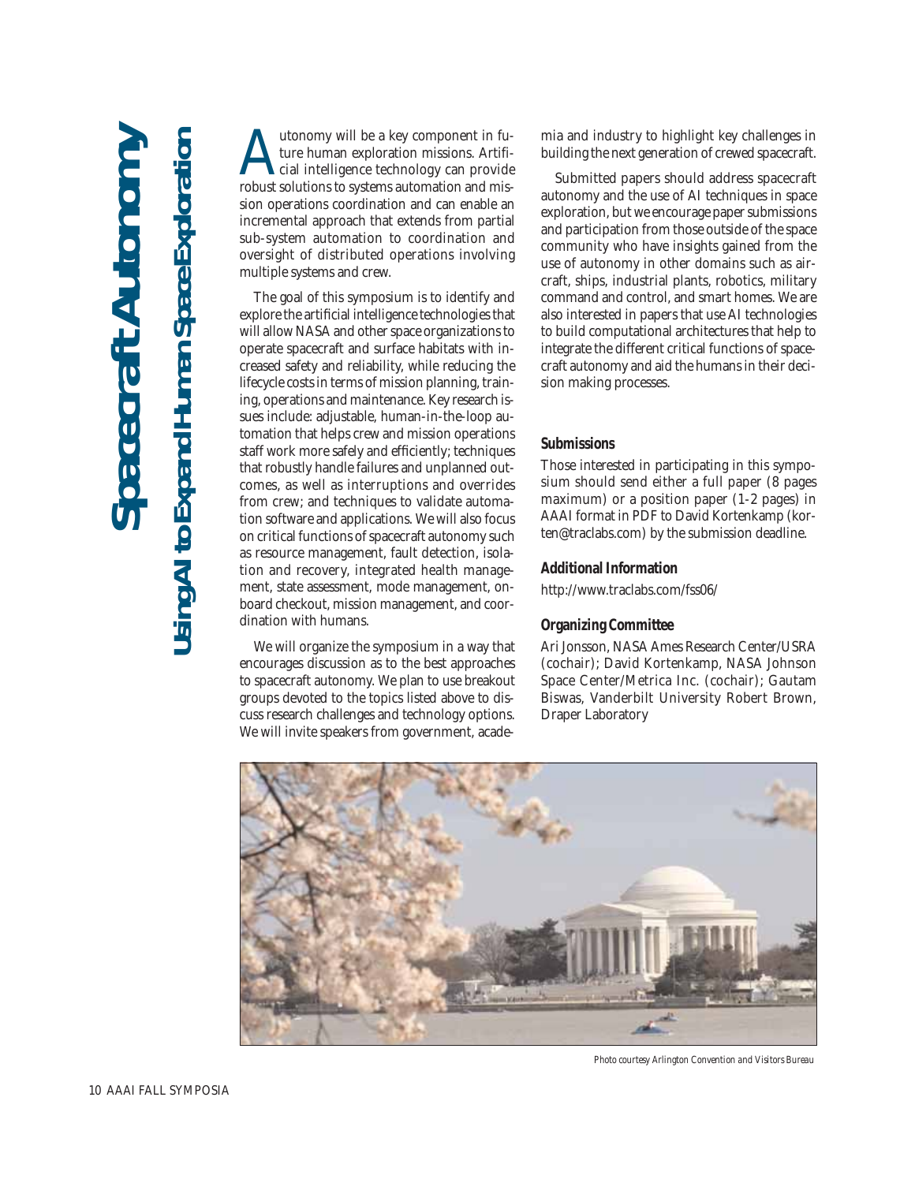# Spacecraft Autonomy

## Using AI to Expand Human Space Exploration

Autonomy will be a key component in future human exploration missions. Artificial intelligence technology can provide robust solutions to systems automation and mission operations coordination and can enable an incremental approach that extends from partial sub-system automation to coordination and oversight of distributed operations involving multiple systems and crew.

The goal of this symposium is to identify and explore the artificial intelligence technologies that will allow NASA and other space organizations to operate spacecraft and surface habitats with increased safety and reliability, while reducing the lifecycle costs in terms of mission planning, training, operations and maintenance. Key research issues include: adjustable, human-in-the-loop automation that helps crew and mission operations staff work more safely and efficiently; techniques that robustly handle failures and unplanned outcomes, as well as interruptions and overrides from crew; and techniques to validate automation software and applications. We will also focus on critical functions of spacecraft autonomy such as resource management, fault detection, isolation and recovery, integrated health management, state assessment, mode management, onboard checkout, mission management, and coordination with humans.

We will organize the symposium in a way that encourages discussion as to the best approaches to spacecraft autonomy. We plan to use breakout groups devoted to the topics listed above to discuss research challenges and technology options. We will invite speakers from government, academia and industry to highlight key challenges in building the next generation of crewed spacecraft.

Submitted papers should address spacecraft autonomy and the use of AI techniques in space exploration, but we encourage paper submissions and participation from those outside of the space community who have insights gained from the use of autonomy in other domains such as aircraft, ships, industrial plants, robotics, military command and control, and smart homes. We are also interested in papers that use AI technologies to build computational architectures that help to integrate the different critical functions of spacecraft autonomy and aid the humans in their decision making processes.

### Submissions

Those interested in participating in this symposium should send either a full paper (8 pages maximum) or a position paper (1-2 pages) in AAAI format in PDF to David Kortenkamp (korten@traclabs.com) by the submission deadline.

### Additional Information

http://www.traclabs.com/fss06/

### Organizing Committee

Ari Jonsson, NASA Ames Research Center/USRA (cochair); David Kortenkamp, NASA Johnson Space Center/Metrica Inc. (cochair); Gautam Biswas, Vanderbilt University Robert Brown, Draper Laboratory

*Photo courtesy Arlington Convention and Visitors Bureau*